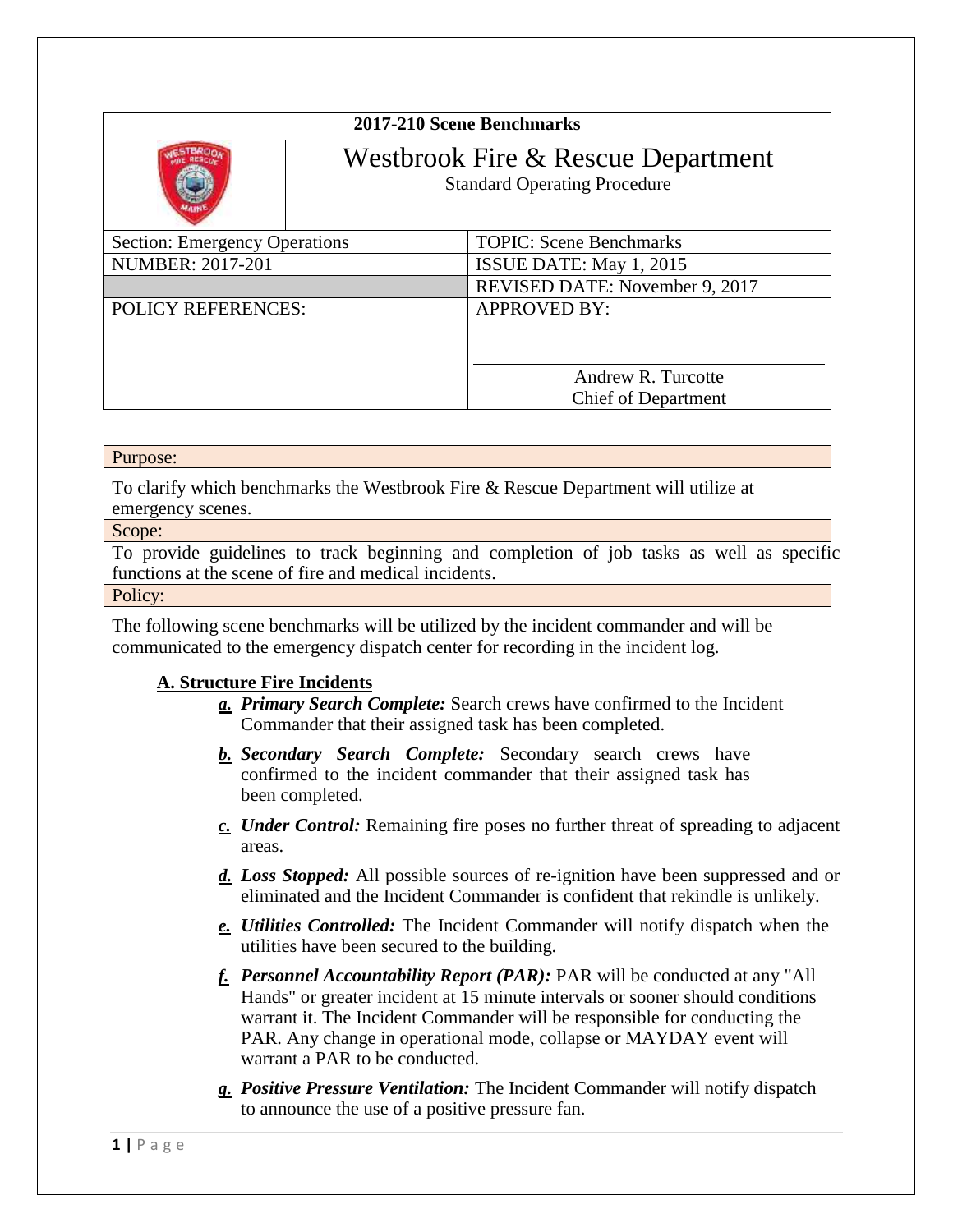| 2017-210 Scene Benchmarks | |
|---|---|
| | **Westbrook Fire & Rescue Department**<br>Standard Operating Procedure |
| Section: Emergency Operations | TOPIC: Scene Benchmarks |
| NUMBER: 2017-201 | ISSUE DATE: May 1, 2015 |
| | REVISED DATE: November 9, 2017 |
| POLICY REFERENCES: | APPROVED BY:<br><br>Andrew R. Turcotte<br>Chief of Department |

## Purpose:

To clarify which benchmarks the Westbrook Fire & Rescue Department will utilize at emergency scenes.

## Scope:

To provide guidelines to track beginning and completion of job tasks as well as specific functions at the scene of fire and medical incidents.

## Policy:

The following scene benchmarks will be utilized by the incident commander and will be communicated to the emergency dispatch center for recording in the incident log.

### A. Structure Fire Incidents

a. ***Primary Search Complete:*** Search crews have confirmed to the Incident Commander that their assigned task has been completed.

b. ***Secondary Search Complete:*** Secondary search crews have confirmed to the incident commander that their assigned task has been completed.

c. ***Under Control:*** Remaining fire poses no further threat of spreading to adjacent areas.

d. ***Loss Stopped:*** All possible sources of re-ignition have been suppressed and or eliminated and the Incident Commander is confident that rekindle is unlikely.

e. ***Utilities Controlled:*** The Incident Commander will notify dispatch when the utilities have been secured to the building.

f. ***Personnel Accountability Report (PAR):*** PAR will be conducted at any "All Hands" or greater incident at 15 minute intervals or sooner should conditions warrant it. The Incident Commander will be responsible for conducting the PAR. Any change in operational mode, collapse or MAYDAY event will warrant a PAR to be conducted.

g. ***Positive Pressure Ventilation:*** The Incident Commander will notify dispatch to announce the use of a positive pressure fan.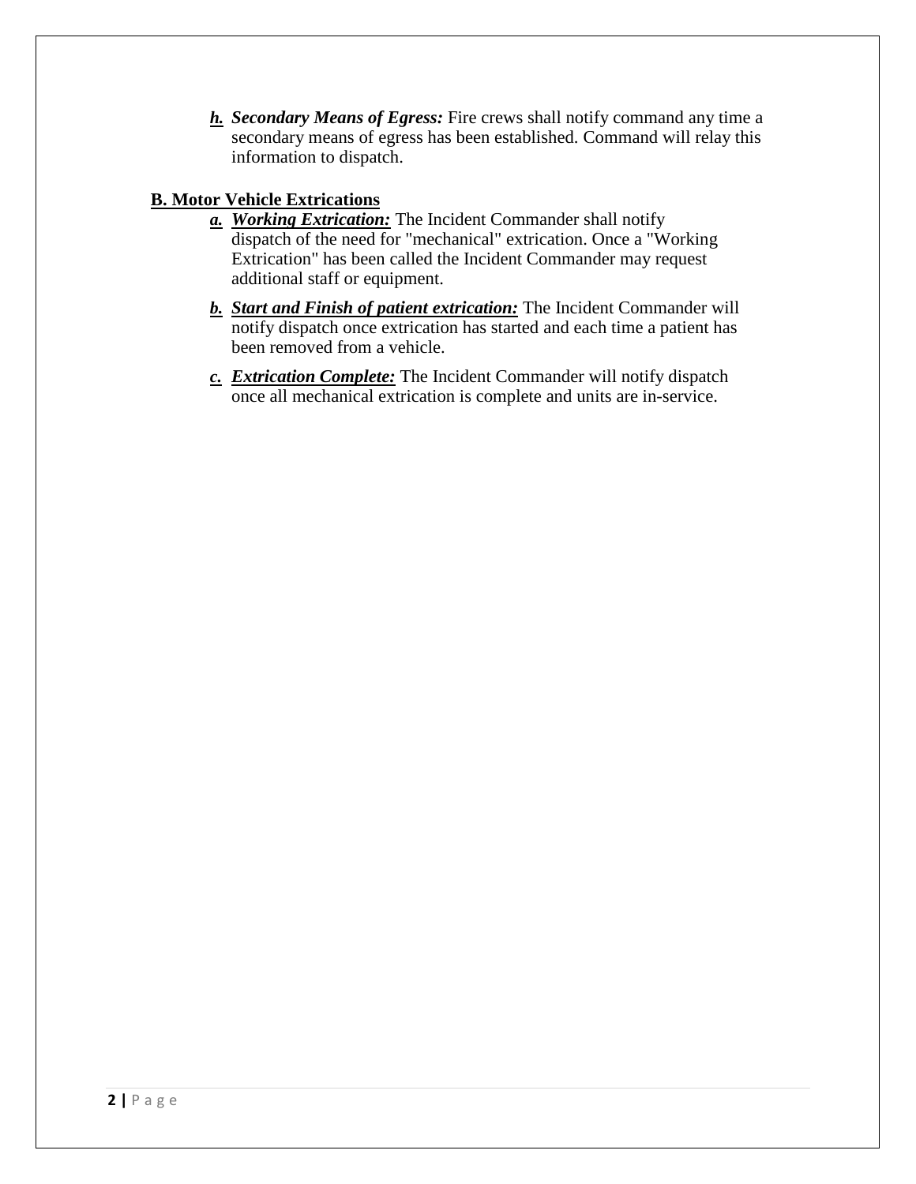***h.*** ***Secondary Means of Egress:*** Fire crews shall notify command any time a secondary means of egress has been established. Command will relay this information to dispatch.

**B. Motor Vehicle Extrications**

***a.*** ***Working Extrication:*** The Incident Commander shall notify dispatch of the need for "mechanical" extrication. Once a "Working Extrication" has been called the Incident Commander may request additional staff or equipment.

***b.*** ***Start and Finish of patient extrication:*** The Incident Commander will notify dispatch once extrication has started and each time a patient has been removed from a vehicle.

***c.*** ***Extrication Complete:*** The Incident Commander will notify dispatch once all mechanical extrication is complete and units are in-service.